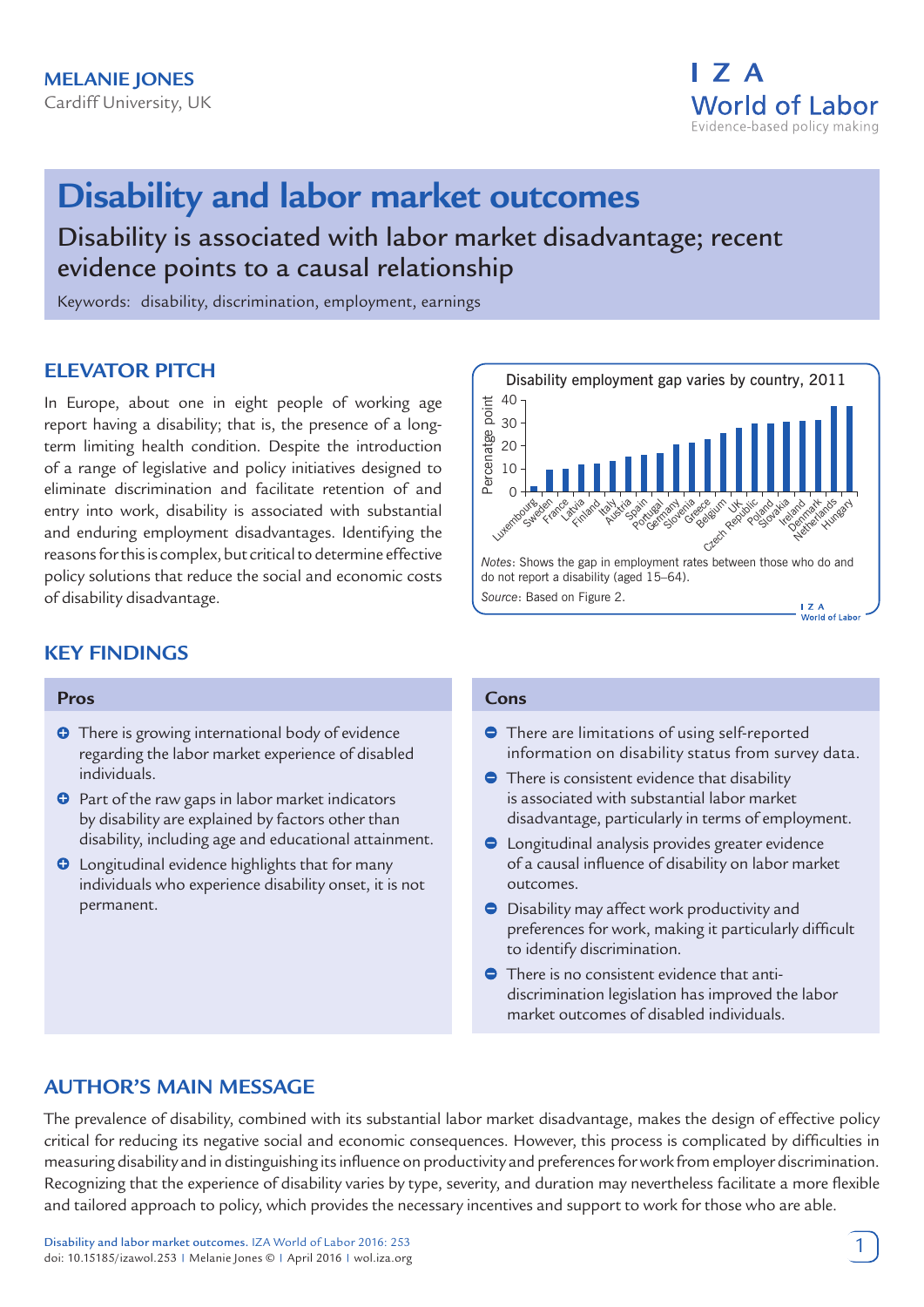MELANIE JONES

Cardiff University, UK

# Disability and labor market outcomes

## Disability is associated with labor market disadvantage; recent evidence points to a causal relationship

Keywords: disability, discrimination, employment, earnings

## ELEVATOR PITCH

In Europe, about one in eight people of working age report having a disability; that is, the presence of a long-term limiting health condition. Despite the introduction of a range of legislative and policy initiatives designed to eliminate discrimination and facilitate retention of and entry into work, disability is associated with substantial and enduring employment disadvantages. Identifying the reasons for this is complex, but critical to determine effective policy solutions that reduce the social and economic costs of disability disadvantage.

Disability employment gap varies by country, 2011

*Notes*: Shows the gap in employment rates between those who do and do not report a disability (aged 15–64).

*Source*: Based on Figure 2.

## KEY FINDINGS

### Pros

- There is growing international body of evidence regarding the labor market experience of disabled individuals.
- Part of the raw gaps in labor market indicators by disability are explained by factors other than disability, including age and educational attainment.
- Longitudinal evidence highlights that for many individuals who experience disability onset, it is not permanent.

### Cons

- There are limitations of using self-reported information on disability status from survey data.
- There is consistent evidence that disability is associated with substantial labor market disadvantage, particularly in terms of employment.
- Longitudinal analysis provides greater evidence of a causal influence of disability on labor market outcomes.
- Disability may affect work productivity and preferences for work, making it particularly difficult to identify discrimination.
- There is no consistent evidence that anti-discrimination legislation has improved the labor market outcomes of disabled individuals.

## AUTHOR'S MAIN MESSAGE

The prevalence of disability, combined with its substantial labor market disadvantage, makes the design of effective policy critical for reducing its negative social and economic consequences. However, this process is complicated by difficulties in measuring disability and in distinguishing its influence on productivity and preferences for work from employer discrimination. Recognizing that the experience of disability varies by type, severity, and duration may nevertheless facilitate a more flexible and tailored approach to policy, which provides the necessary incentives and support to work for those who are able.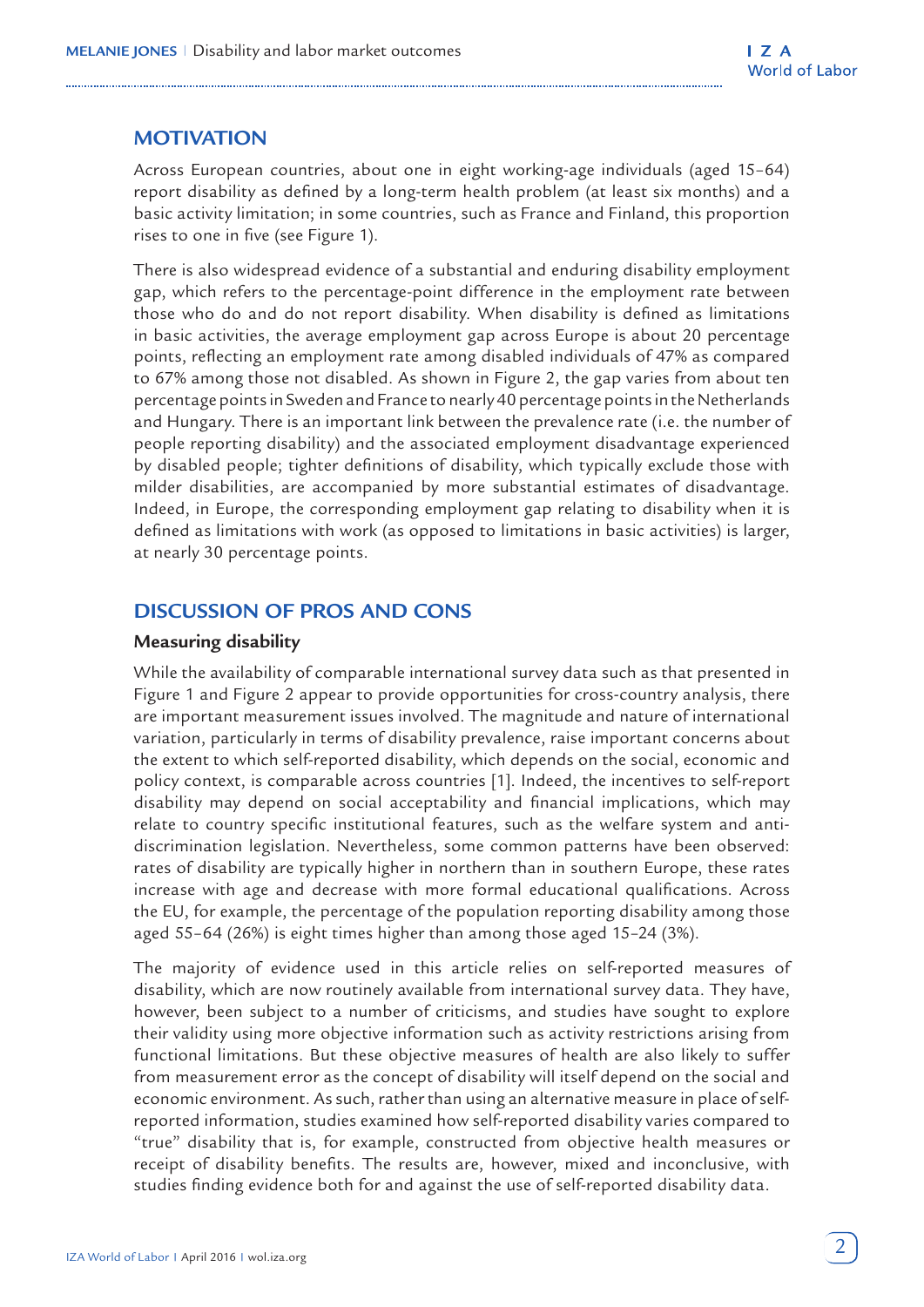## MOTIVATION

Across European countries, about one in eight working-age individuals (aged 15–64) report disability as defined by a long-term health problem (at least six months) and a basic activity limitation; in some countries, such as France and Finland, this proportion rises to one in five (see Figure 1).

There is also widespread evidence of a substantial and enduring disability employment gap, which refers to the percentage-point difference in the employment rate between those who do and do not report disability. When disability is defined as limitations in basic activities, the average employment gap across Europe is about 20 percentage points, reflecting an employment rate among disabled individuals of 47% as compared to 67% among those not disabled. As shown in Figure 2, the gap varies from about ten percentage points in Sweden and France to nearly 40 percentage points in the Netherlands and Hungary. There is an important link between the prevalence rate (i.e. the number of people reporting disability) and the associated employment disadvantage experienced by disabled people; tighter definitions of disability, which typically exclude those with milder disabilities, are accompanied by more substantial estimates of disadvantage. Indeed, in Europe, the corresponding employment gap relating to disability when it is defined as limitations with work (as opposed to limitations in basic activities) is larger, at nearly 30 percentage points.

## DISCUSSION OF PROS AND CONS

### Measuring disability

While the availability of comparable international survey data such as that presented in Figure 1 and Figure 2 appear to provide opportunities for cross-country analysis, there are important measurement issues involved. The magnitude and nature of international variation, particularly in terms of disability prevalence, raise important concerns about the extent to which self-reported disability, which depends on the social, economic and policy context, is comparable across countries [1]. Indeed, the incentives to self-report disability may depend on social acceptability and financial implications, which may relate to country specific institutional features, such as the welfare system and anti-discrimination legislation. Nevertheless, some common patterns have been observed: rates of disability are typically higher in northern than in southern Europe, these rates increase with age and decrease with more formal educational qualifications. Across the EU, for example, the percentage of the population reporting disability among those aged 55–64 (26%) is eight times higher than among those aged 15–24 (3%).

The majority of evidence used in this article relies on self-reported measures of disability, which are now routinely available from international survey data. They have, however, been subject to a number of criticisms, and studies have sought to explore their validity using more objective information such as activity restrictions arising from functional limitations. But these objective measures of health are also likely to suffer from measurement error as the concept of disability will itself depend on the social and economic environment. As such, rather than using an alternative measure in place of self-reported information, studies examined how self-reported disability varies compared to "true" disability that is, for example, constructed from objective health measures or receipt of disability benefits. The results are, however, mixed and inconclusive, with studies finding evidence both for and against the use of self-reported disability data.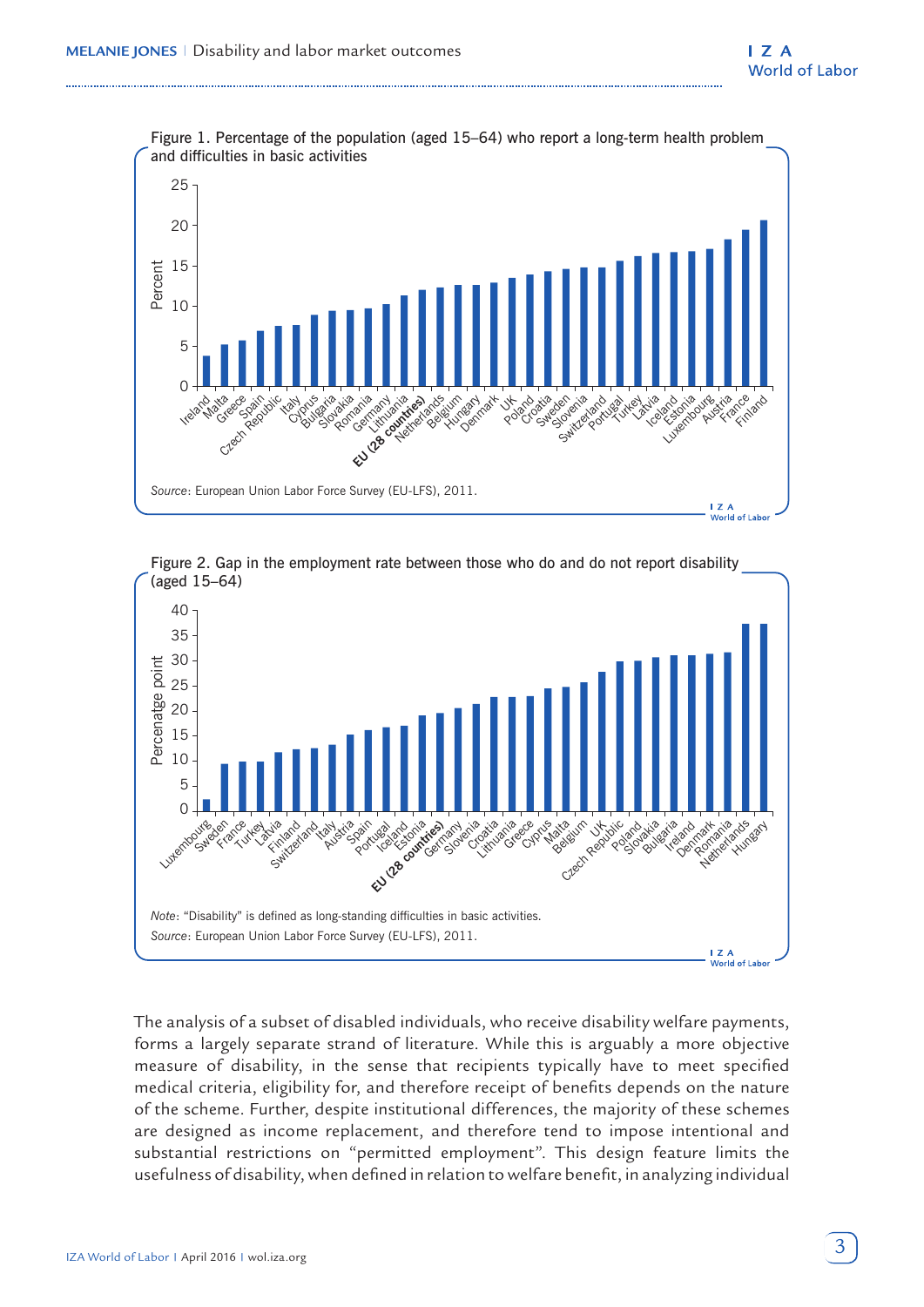Figure 1. Percentage of the population (aged 15–64) who report a long-term health problem and difficulties in basic activities

*Source*: European Union Labor Force Survey (EU-LFS), 2011.

Figure 2. Gap in the employment rate between those who do and do not report disability (aged 15–64)

*Note*: "Disability" is defined as long-standing difficulties in basic activities.

*Source*: European Union Labor Force Survey (EU-LFS), 2011.

The analysis of a subset of disabled individuals, who receive disability welfare payments, forms a largely separate strand of literature. While this is arguably a more objective measure of disability, in the sense that recipients typically have to meet specified medical criteria, eligibility for, and therefore receipt of benefits depends on the nature of the scheme. Further, despite institutional differences, the majority of these schemes are designed as income replacement, and therefore tend to impose intentional and substantial restrictions on "permitted employment". This design feature limits the usefulness of disability, when defined in relation to welfare benefit, in analyzing individual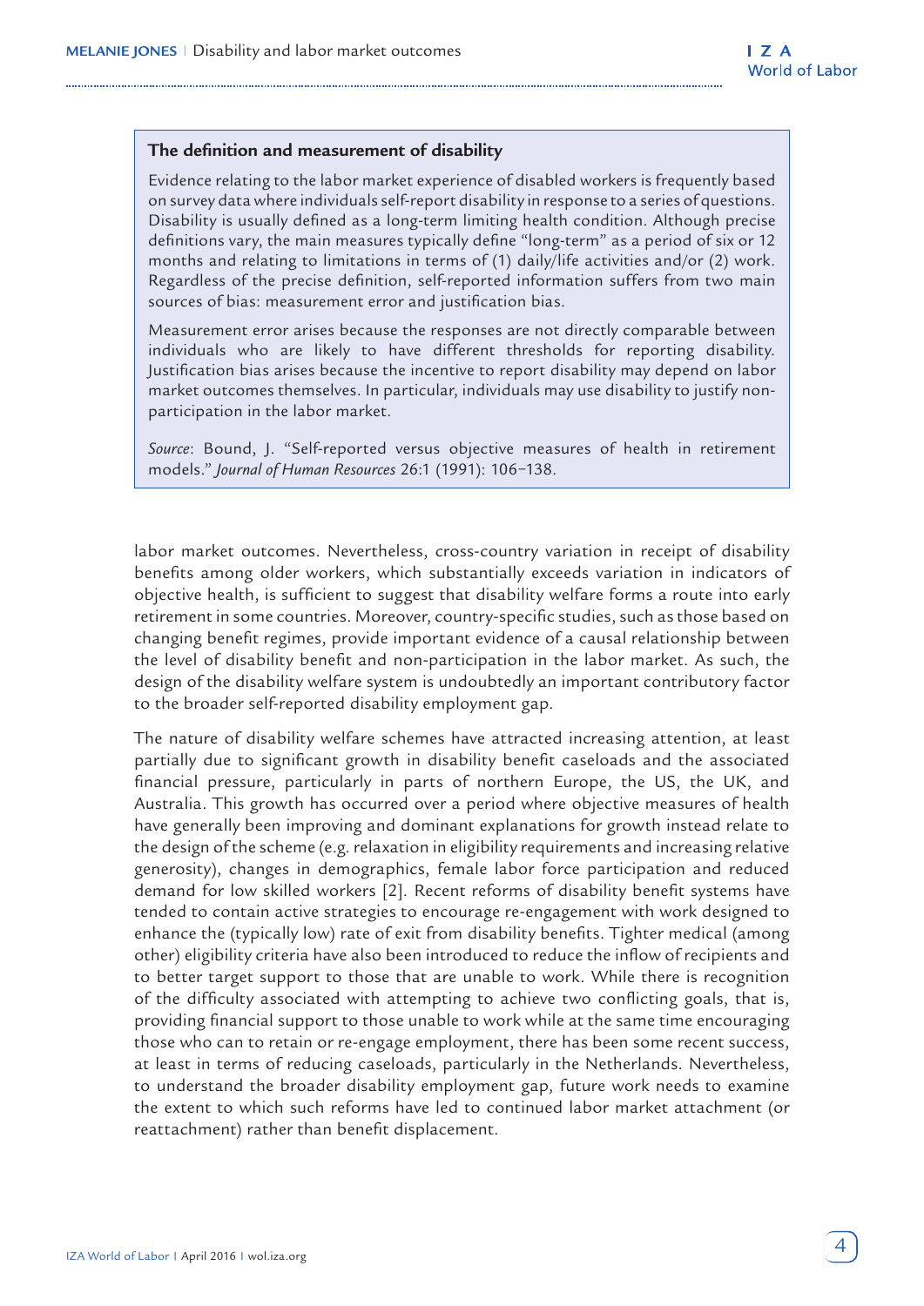**The definition and measurement of disability**

Evidence relating to the labor market experience of disabled workers is frequently based on survey data where individuals self-report disability in response to a series of questions. Disability is usually defined as a long-term limiting health condition. Although precise definitions vary, the main measures typically define "long-term" as a period of six or 12 months and relating to limitations in terms of (1) daily/life activities and/or (2) work. Regardless of the precise definition, self-reported information suffers from two main sources of bias: measurement error and justification bias.

Measurement error arises because the responses are not directly comparable between individuals who are likely to have different thresholds for reporting disability. Justification bias arises because the incentive to report disability may depend on labor market outcomes themselves. In particular, individuals may use disability to justify non-participation in the labor market.

*Source*: Bound, J. "Self-reported versus objective measures of health in retirement models." *Journal of Human Resources* 26:1 (1991): 106–138.

labor market outcomes. Nevertheless, cross-country variation in receipt of disability benefits among older workers, which substantially exceeds variation in indicators of objective health, is sufficient to suggest that disability welfare forms a route into early retirement in some countries. Moreover, country-specific studies, such as those based on changing benefit regimes, provide important evidence of a causal relationship between the level of disability benefit and non-participation in the labor market. As such, the design of the disability welfare system is undoubtedly an important contributory factor to the broader self-reported disability employment gap.

The nature of disability welfare schemes have attracted increasing attention, at least partially due to significant growth in disability benefit caseloads and the associated financial pressure, particularly in parts of northern Europe, the US, the UK, and Australia. This growth has occurred over a period where objective measures of health have generally been improving and dominant explanations for growth instead relate to the design of the scheme (e.g. relaxation in eligibility requirements and increasing relative generosity), changes in demographics, female labor force participation and reduced demand for low skilled workers [2]. Recent reforms of disability benefit systems have tended to contain active strategies to encourage re-engagement with work designed to enhance the (typically low) rate of exit from disability benefits. Tighter medical (among other) eligibility criteria have also been introduced to reduce the inflow of recipients and to better target support to those that are unable to work. While there is recognition of the difficulty associated with attempting to achieve two conflicting goals, that is, providing financial support to those unable to work while at the same time encouraging those who can to retain or re-engage employment, there has been some recent success, at least in terms of reducing caseloads, particularly in the Netherlands. Nevertheless, to understand the broader disability employment gap, future work needs to examine the extent to which such reforms have led to continued labor market attachment (or reattachment) rather than benefit displacement.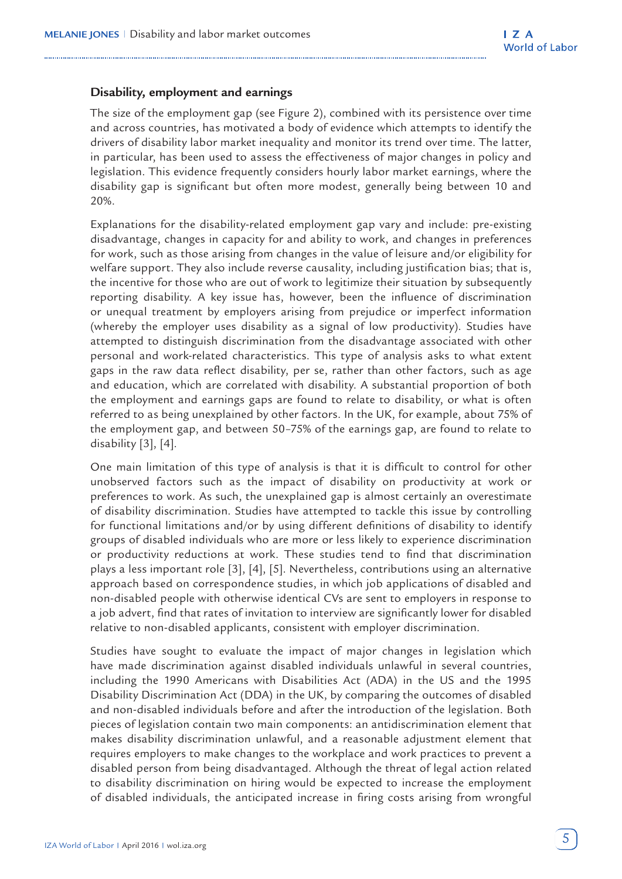## Disability, employment and earnings

The size of the employment gap (see Figure 2), combined with its persistence over time and across countries, has motivated a body of evidence which attempts to identify the drivers of disability labor market inequality and monitor its trend over time. The latter, in particular, has been used to assess the effectiveness of major changes in policy and legislation. This evidence frequently considers hourly labor market earnings, where the disability gap is significant but often more modest, generally being between 10 and 20%.

Explanations for the disability-related employment gap vary and include: pre-existing disadvantage, changes in capacity for and ability to work, and changes in preferences for work, such as those arising from changes in the value of leisure and/or eligibility for welfare support. They also include reverse causality, including justification bias; that is, the incentive for those who are out of work to legitimize their situation by subsequently reporting disability. A key issue has, however, been the influence of discrimination or unequal treatment by employers arising from prejudice or imperfect information (whereby the employer uses disability as a signal of low productivity). Studies have attempted to distinguish discrimination from the disadvantage associated with other personal and work-related characteristics. This type of analysis asks to what extent gaps in the raw data reflect disability, per se, rather than other factors, such as age and education, which are correlated with disability. A substantial proportion of both the employment and earnings gaps are found to relate to disability, or what is often referred to as being unexplained by other factors. In the UK, for example, about 75% of the employment gap, and between 50–75% of the earnings gap, are found to relate to disability [3], [4].

One main limitation of this type of analysis is that it is difficult to control for other unobserved factors such as the impact of disability on productivity at work or preferences to work. As such, the unexplained gap is almost certainly an overestimate of disability discrimination. Studies have attempted to tackle this issue by controlling for functional limitations and/or by using different definitions of disability to identify groups of disabled individuals who are more or less likely to experience discrimination or productivity reductions at work. These studies tend to find that discrimination plays a less important role [3], [4], [5]. Nevertheless, contributions using an alternative approach based on correspondence studies, in which job applications of disabled and non-disabled people with otherwise identical CVs are sent to employers in response to a job advert, find that rates of invitation to interview are significantly lower for disabled relative to non-disabled applicants, consistent with employer discrimination.

Studies have sought to evaluate the impact of major changes in legislation which have made discrimination against disabled individuals unlawful in several countries, including the 1990 Americans with Disabilities Act (ADA) in the US and the 1995 Disability Discrimination Act (DDA) in the UK, by comparing the outcomes of disabled and non-disabled individuals before and after the introduction of the legislation. Both pieces of legislation contain two main components: an antidiscrimination element that makes disability discrimination unlawful, and a reasonable adjustment element that requires employers to make changes to the workplace and work practices to prevent a disabled person from being disadvantaged. Although the threat of legal action related to disability discrimination on hiring would be expected to increase the employment of disabled individuals, the anticipated increase in firing costs arising from wrongful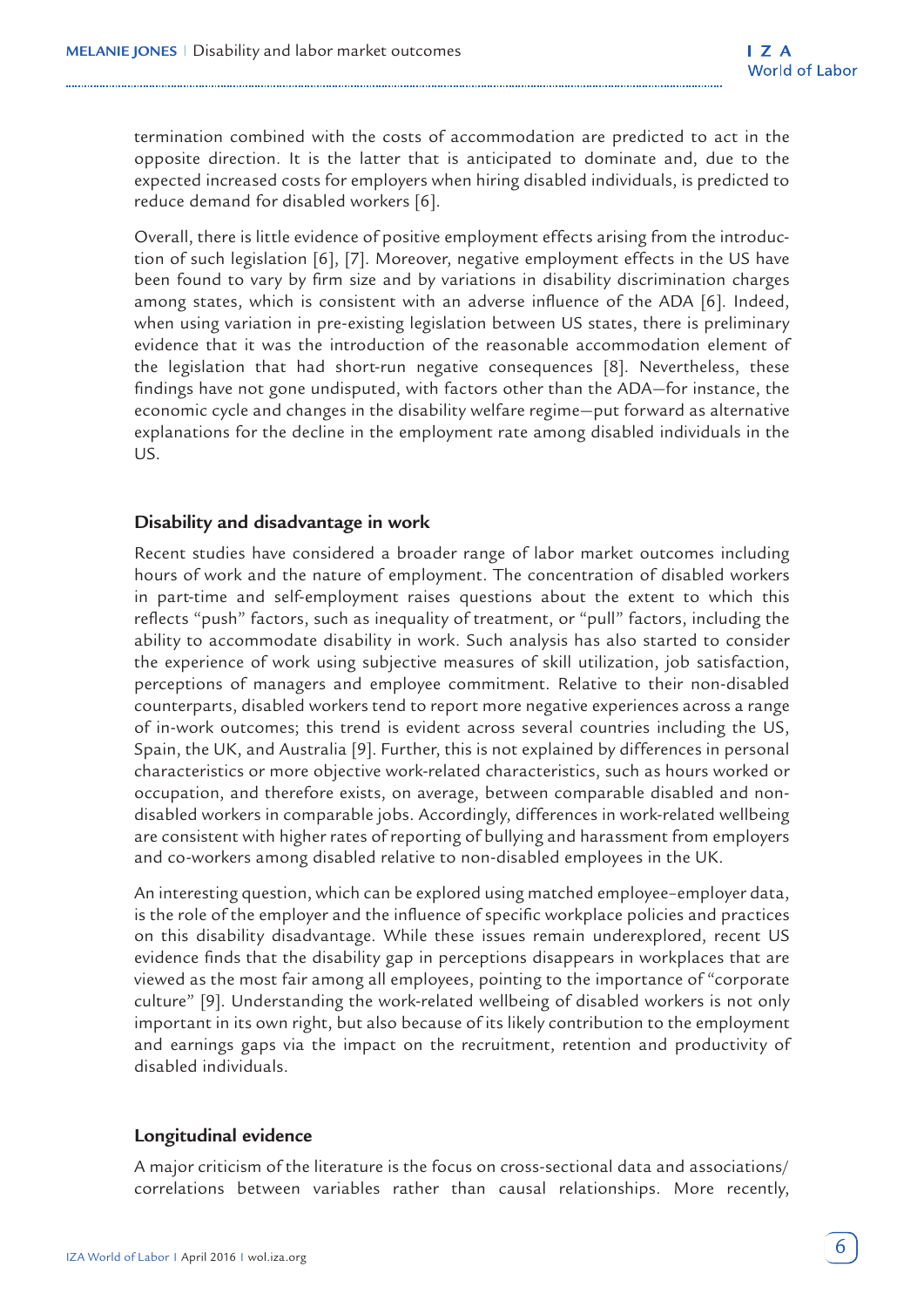termination combined with the costs of accommodation are predicted to act in the opposite direction. It is the latter that is anticipated to dominate and, due to the expected increased costs for employers when hiring disabled individuals, is predicted to reduce demand for disabled workers [6].

Overall, there is little evidence of positive employment effects arising from the introduction of such legislation [6], [7]. Moreover, negative employment effects in the US have been found to vary by firm size and by variations in disability discrimination charges among states, which is consistent with an adverse influence of the ADA [6]. Indeed, when using variation in pre-existing legislation between US states, there is preliminary evidence that it was the introduction of the reasonable accommodation element of the legislation that had short-run negative consequences [8]. Nevertheless, these findings have not gone undisputed, with factors other than the ADA—for instance, the economic cycle and changes in the disability welfare regime—put forward as alternative explanations for the decline in the employment rate among disabled individuals in the US.

### Disability and disadvantage in work

Recent studies have considered a broader range of labor market outcomes including hours of work and the nature of employment. The concentration of disabled workers in part-time and self-employment raises questions about the extent to which this reflects "push" factors, such as inequality of treatment, or "pull" factors, including the ability to accommodate disability in work. Such analysis has also started to consider the experience of work using subjective measures of skill utilization, job satisfaction, perceptions of managers and employee commitment. Relative to their non-disabled counterparts, disabled workers tend to report more negative experiences across a range of in-work outcomes; this trend is evident across several countries including the US, Spain, the UK, and Australia [9]. Further, this is not explained by differences in personal characteristics or more objective work-related characteristics, such as hours worked or occupation, and therefore exists, on average, between comparable disabled and non-disabled workers in comparable jobs. Accordingly, differences in work-related wellbeing are consistent with higher rates of reporting of bullying and harassment from employers and co-workers among disabled relative to non-disabled employees in the UK.

An interesting question, which can be explored using matched employee–employer data, is the role of the employer and the influence of specific workplace policies and practices on this disability disadvantage. While these issues remain underexplored, recent US evidence finds that the disability gap in perceptions disappears in workplaces that are viewed as the most fair among all employees, pointing to the importance of "corporate culture" [9]. Understanding the work-related wellbeing of disabled workers is not only important in its own right, but also because of its likely contribution to the employment and earnings gaps via the impact on the recruitment, retention and productivity of disabled individuals.

### Longitudinal evidence

A major criticism of the literature is the focus on cross-sectional data and associations/correlations between variables rather than causal relationships. More recently,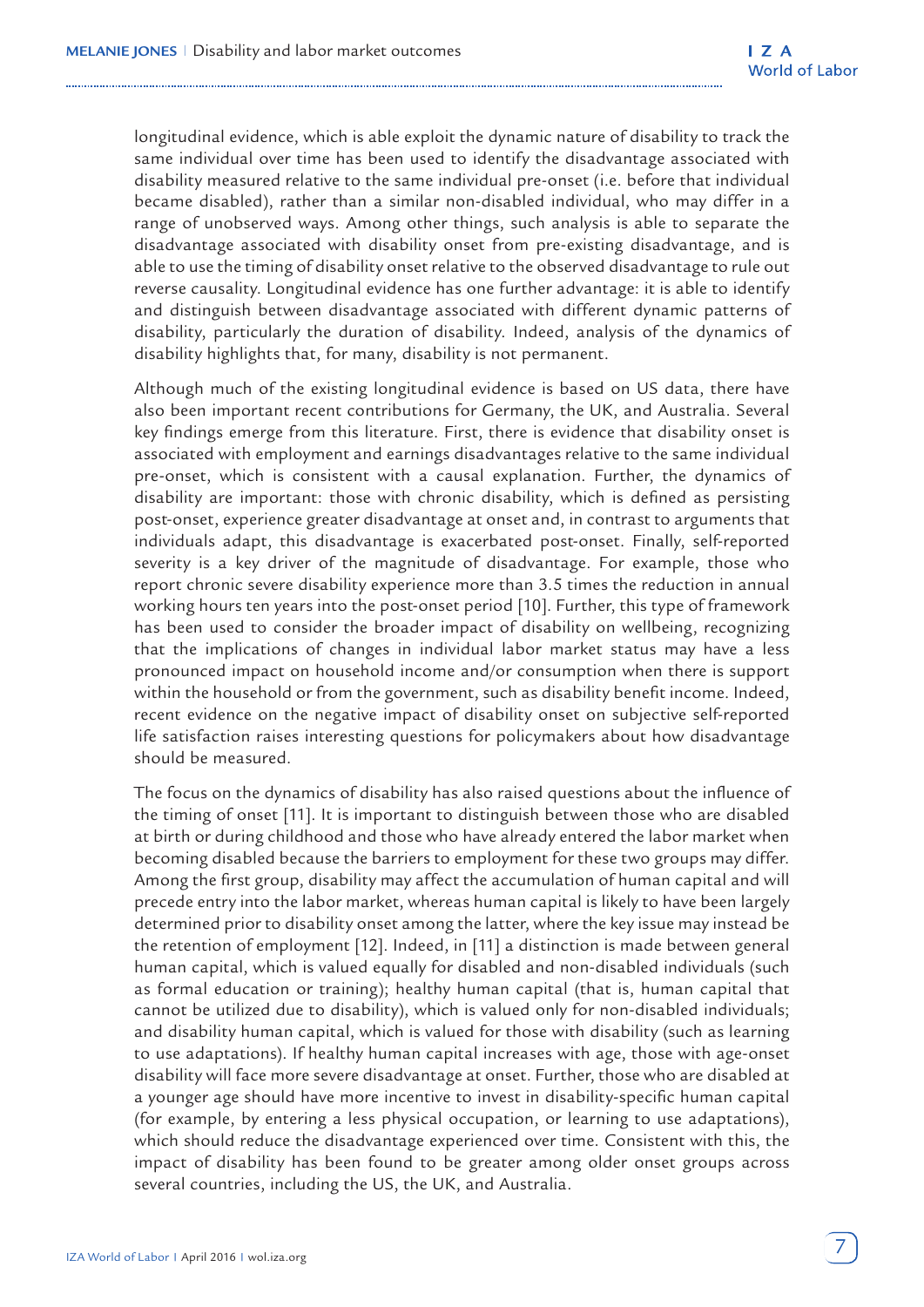longitudinal evidence, which is able exploit the dynamic nature of disability to track the same individual over time has been used to identify the disadvantage associated with disability measured relative to the same individual pre-onset (i.e. before that individual became disabled), rather than a similar non-disabled individual, who may differ in a range of unobserved ways. Among other things, such analysis is able to separate the disadvantage associated with disability onset from pre-existing disadvantage, and is able to use the timing of disability onset relative to the observed disadvantage to rule out reverse causality. Longitudinal evidence has one further advantage: it is able to identify and distinguish between disadvantage associated with different dynamic patterns of disability, particularly the duration of disability. Indeed, analysis of the dynamics of disability highlights that, for many, disability is not permanent.

Although much of the existing longitudinal evidence is based on US data, there have also been important recent contributions for Germany, the UK, and Australia. Several key findings emerge from this literature. First, there is evidence that disability onset is associated with employment and earnings disadvantages relative to the same individual pre-onset, which is consistent with a causal explanation. Further, the dynamics of disability are important: those with chronic disability, which is defined as persisting post-onset, experience greater disadvantage at onset and, in contrast to arguments that individuals adapt, this disadvantage is exacerbated post-onset. Finally, self-reported severity is a key driver of the magnitude of disadvantage. For example, those who report chronic severe disability experience more than 3.5 times the reduction in annual working hours ten years into the post-onset period [10]. Further, this type of framework has been used to consider the broader impact of disability on wellbeing, recognizing that the implications of changes in individual labor market status may have a less pronounced impact on household income and/or consumption when there is support within the household or from the government, such as disability benefit income. Indeed, recent evidence on the negative impact of disability onset on subjective self-reported life satisfaction raises interesting questions for policymakers about how disadvantage should be measured.

The focus on the dynamics of disability has also raised questions about the influence of the timing of onset [11]. It is important to distinguish between those who are disabled at birth or during childhood and those who have already entered the labor market when becoming disabled because the barriers to employment for these two groups may differ. Among the first group, disability may affect the accumulation of human capital and will precede entry into the labor market, whereas human capital is likely to have been largely determined prior to disability onset among the latter, where the key issue may instead be the retention of employment [12]. Indeed, in [11] a distinction is made between general human capital, which is valued equally for disabled and non-disabled individuals (such as formal education or training); healthy human capital (that is, human capital that cannot be utilized due to disability), which is valued only for non-disabled individuals; and disability human capital, which is valued for those with disability (such as learning to use adaptations). If healthy human capital increases with age, those with age-onset disability will face more severe disadvantage at onset. Further, those who are disabled at a younger age should have more incentive to invest in disability-specific human capital (for example, by entering a less physical occupation, or learning to use adaptations), which should reduce the disadvantage experienced over time. Consistent with this, the impact of disability has been found to be greater among older onset groups across several countries, including the US, the UK, and Australia.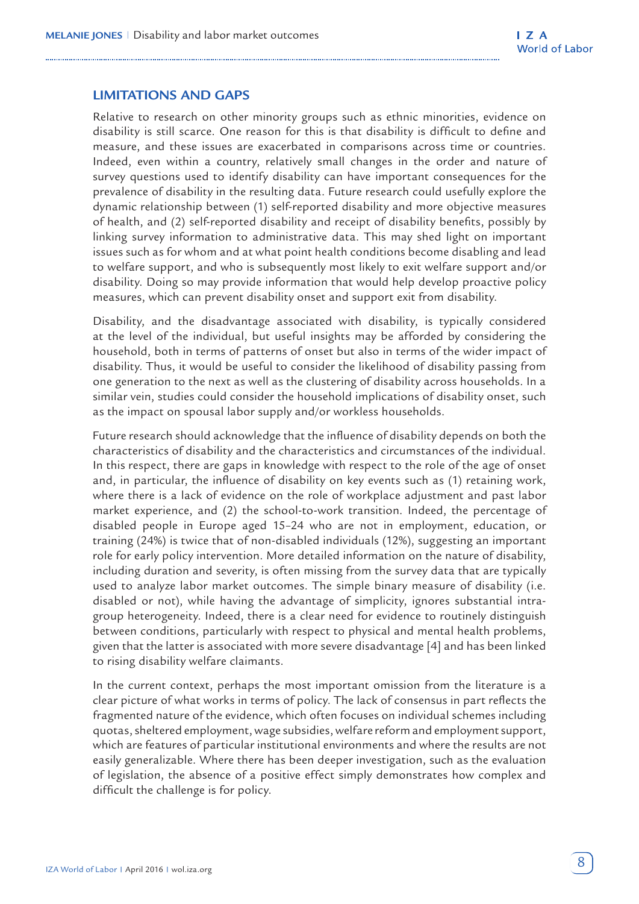## LIMITATIONS AND GAPS

Relative to research on other minority groups such as ethnic minorities, evidence on disability is still scarce. One reason for this is that disability is difficult to define and measure, and these issues are exacerbated in comparisons across time or countries. Indeed, even within a country, relatively small changes in the order and nature of survey questions used to identify disability can have important consequences for the prevalence of disability in the resulting data. Future research could usefully explore the dynamic relationship between (1) self-reported disability and more objective measures of health, and (2) self-reported disability and receipt of disability benefits, possibly by linking survey information to administrative data. This may shed light on important issues such as for whom and at what point health conditions become disabling and lead to welfare support, and who is subsequently most likely to exit welfare support and/or disability. Doing so may provide information that would help develop proactive policy measures, which can prevent disability onset and support exit from disability.

Disability, and the disadvantage associated with disability, is typically considered at the level of the individual, but useful insights may be afforded by considering the household, both in terms of patterns of onset but also in terms of the wider impact of disability. Thus, it would be useful to consider the likelihood of disability passing from one generation to the next as well as the clustering of disability across households. In a similar vein, studies could consider the household implications of disability onset, such as the impact on spousal labor supply and/or workless households.

Future research should acknowledge that the influence of disability depends on both the characteristics of disability and the characteristics and circumstances of the individual. In this respect, there are gaps in knowledge with respect to the role of the age of onset and, in particular, the influence of disability on key events such as (1) retaining work, where there is a lack of evidence on the role of workplace adjustment and past labor market experience, and (2) the school-to-work transition. Indeed, the percentage of disabled people in Europe aged 15–24 who are not in employment, education, or training (24%) is twice that of non-disabled individuals (12%), suggesting an important role for early policy intervention. More detailed information on the nature of disability, including duration and severity, is often missing from the survey data that are typically used to analyze labor market outcomes. The simple binary measure of disability (i.e. disabled or not), while having the advantage of simplicity, ignores substantial intra-group heterogeneity. Indeed, there is a clear need for evidence to routinely distinguish between conditions, particularly with respect to physical and mental health problems, given that the latter is associated with more severe disadvantage [4] and has been linked to rising disability welfare claimants.

In the current context, perhaps the most important omission from the literature is a clear picture of what works in terms of policy. The lack of consensus in part reflects the fragmented nature of the evidence, which often focuses on individual schemes including quotas, sheltered employment, wage subsidies, welfare reform and employment support, which are features of particular institutional environments and where the results are not easily generalizable. Where there has been deeper investigation, such as the evaluation of legislation, the absence of a positive effect simply demonstrates how complex and difficult the challenge is for policy.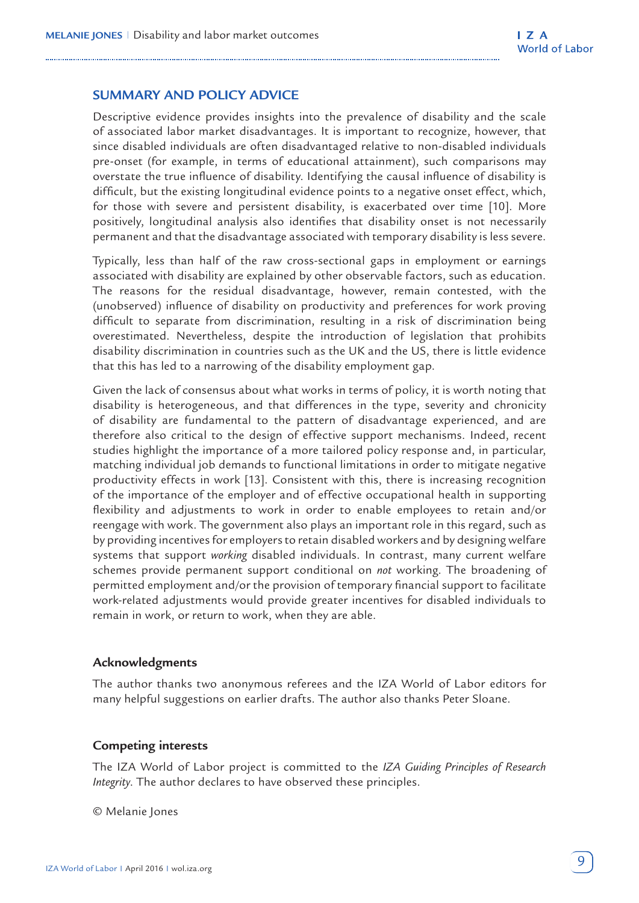## SUMMARY AND POLICY ADVICE

Descriptive evidence provides insights into the prevalence of disability and the scale of associated labor market disadvantages. It is important to recognize, however, that since disabled individuals are often disadvantaged relative to non-disabled individuals pre-onset (for example, in terms of educational attainment), such comparisons may overstate the true influence of disability. Identifying the causal influence of disability is difficult, but the existing longitudinal evidence points to a negative onset effect, which, for those with severe and persistent disability, is exacerbated over time [10]. More positively, longitudinal analysis also identifies that disability onset is not necessarily permanent and that the disadvantage associated with temporary disability is less severe.

Typically, less than half of the raw cross-sectional gaps in employment or earnings associated with disability are explained by other observable factors, such as education. The reasons for the residual disadvantage, however, remain contested, with the (unobserved) influence of disability on productivity and preferences for work proving difficult to separate from discrimination, resulting in a risk of discrimination being overestimated. Nevertheless, despite the introduction of legislation that prohibits disability discrimination in countries such as the UK and the US, there is little evidence that this has led to a narrowing of the disability employment gap.

Given the lack of consensus about what works in terms of policy, it is worth noting that disability is heterogeneous, and that differences in the type, severity and chronicity of disability are fundamental to the pattern of disadvantage experienced, and are therefore also critical to the design of effective support mechanisms. Indeed, recent studies highlight the importance of a more tailored policy response and, in particular, matching individual job demands to functional limitations in order to mitigate negative productivity effects in work [13]. Consistent with this, there is increasing recognition of the importance of the employer and of effective occupational health in supporting flexibility and adjustments to work in order to enable employees to retain and/or reengage with work. The government also plays an important role in this regard, such as by providing incentives for employers to retain disabled workers and by designing welfare systems that support *working* disabled individuals. In contrast, many current welfare schemes provide permanent support conditional on *not* working. The broadening of permitted employment and/or the provision of temporary financial support to facilitate work-related adjustments would provide greater incentives for disabled individuals to remain in work, or return to work, when they are able.

### Acknowledgments

The author thanks two anonymous referees and the IZA World of Labor editors for many helpful suggestions on earlier drafts. The author also thanks Peter Sloane.

### Competing interests

The IZA World of Labor project is committed to the *IZA Guiding Principles of Research Integrity*. The author declares to have observed these principles.

© Melanie Jones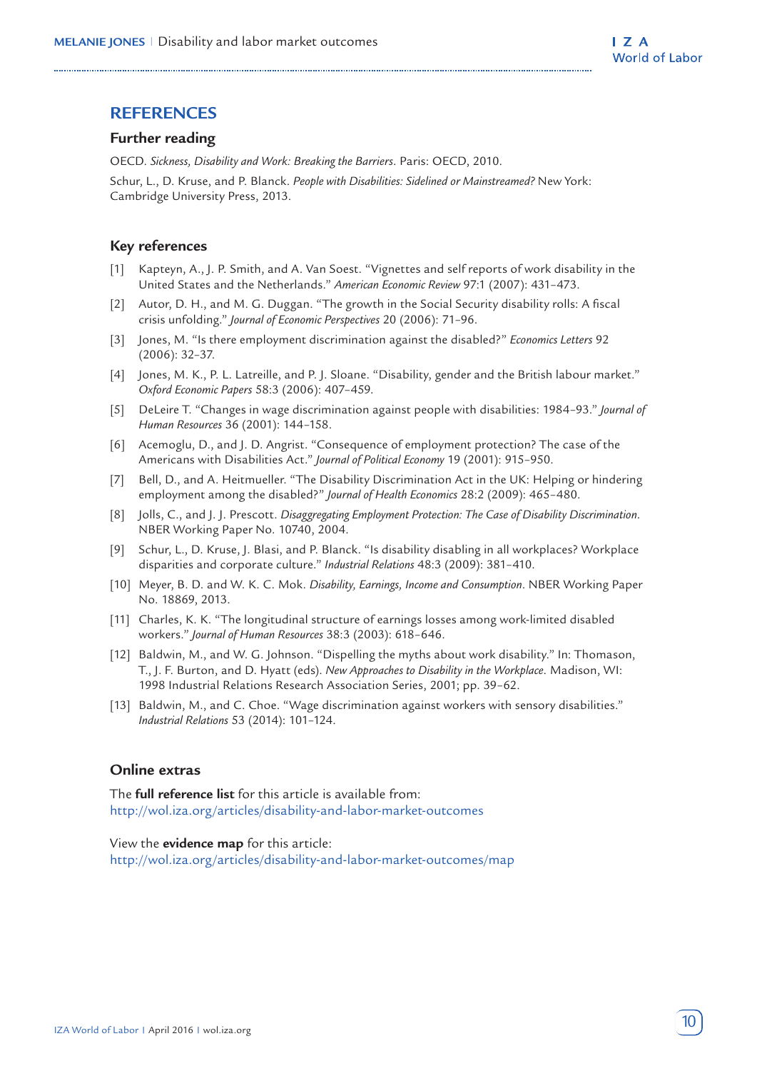## REFERENCES

### Further reading

OECD. *Sickness, Disability and Work: Breaking the Barriers*. Paris: OECD, 2010.

Schur, L., D. Kruse, and P. Blanck. *People with Disabilities: Sidelined or Mainstreamed?* New York: Cambridge University Press, 2013.

### Key references

[1] Kapteyn, A., J. P. Smith, and A. Van Soest. "Vignettes and self reports of work disability in the United States and the Netherlands." *American Economic Review* 97:1 (2007): 431–473.

[2] Autor, D. H., and M. G. Duggan. "The growth in the Social Security disability rolls: A fiscal crisis unfolding." *Journal of Economic Perspectives* 20 (2006): 71–96.

[3] Jones, M. "Is there employment discrimination against the disabled?" *Economics Letters* 92 (2006): 32–37.

[4] Jones, M. K., P. L. Latreille, and P. J. Sloane. "Disability, gender and the British labour market." *Oxford Economic Papers* 58:3 (2006): 407–459.

[5] DeLeire T. "Changes in wage discrimination against people with disabilities: 1984–93." *Journal of Human Resources* 36 (2001): 144–158.

[6] Acemoglu, D., and J. D. Angrist. "Consequence of employment protection? The case of the Americans with Disabilities Act." *Journal of Political Economy* 19 (2001): 915–950.

[7] Bell, D., and A. Heitmueller. "The Disability Discrimination Act in the UK: Helping or hindering employment among the disabled?" *Journal of Health Economics* 28:2 (2009): 465–480.

[8] Jolls, C., and J. J. Prescott. *Disaggregating Employment Protection: The Case of Disability Discrimination*. NBER Working Paper No. 10740, 2004.

[9] Schur, L., D. Kruse, J. Blasi, and P. Blanck. "Is disability disabling in all workplaces? Workplace disparities and corporate culture." *Industrial Relations* 48:3 (2009): 381–410.

[10] Meyer, B. D. and W. K. C. Mok. *Disability, Earnings, Income and Consumption*. NBER Working Paper No. 18869, 2013.

[11] Charles, K. K. "The longitudinal structure of earnings losses among work-limited disabled workers." *Journal of Human Resources* 38:3 (2003): 618–646.

[12] Baldwin, M., and W. G. Johnson. "Dispelling the myths about work disability." In: Thomason, T., J. F. Burton, and D. Hyatt (eds). *New Approaches to Disability in the Workplace*. Madison, WI: 1998 Industrial Relations Research Association Series, 2001; pp. 39–62.

[13] Baldwin, M., and C. Choe. "Wage discrimination against workers with sensory disabilities." *Industrial Relations* 53 (2014): 101–124.

### Online extras

The **full reference list** for this article is available from:
http://wol.iza.org/articles/disability-and-labor-market-outcomes

View the **evidence map** for this article:
http://wol.iza.org/articles/disability-and-labor-market-outcomes/map